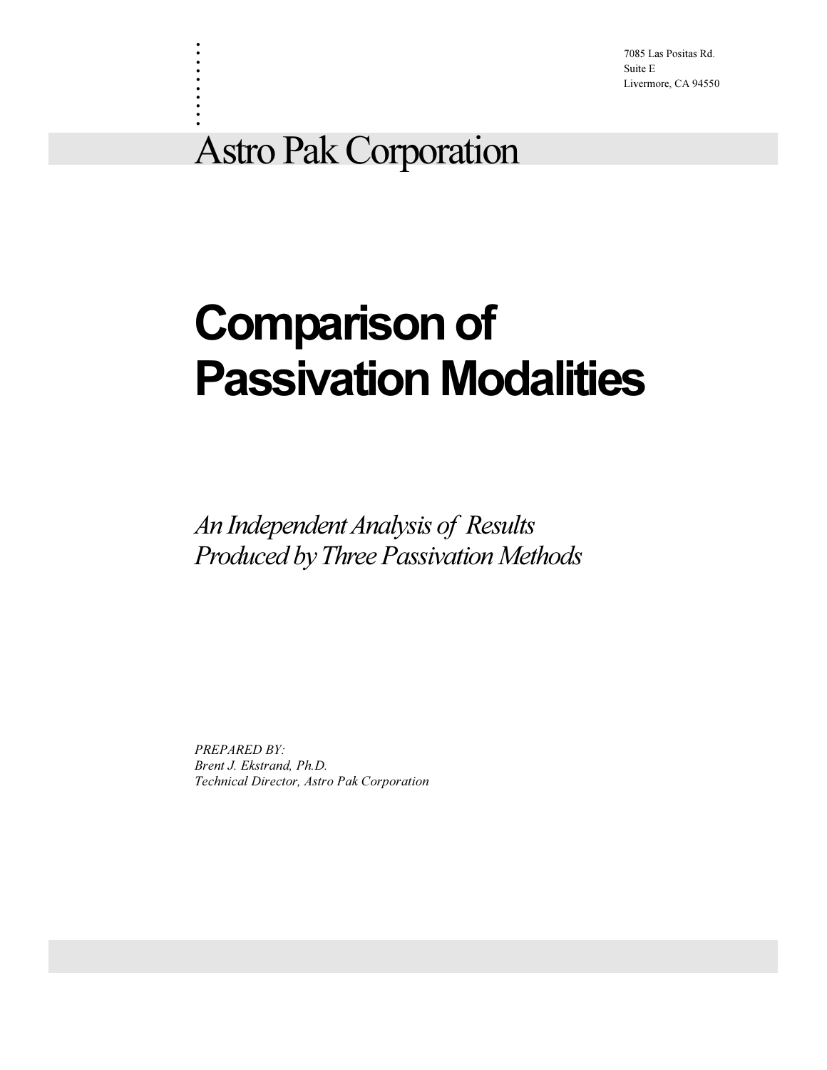7085 Las Positas Rd.
Suite E
Livermore, CA 94550

Astro Pak Corporation

# Comparison of Passivation Modalities

*An Independent Analysis of Results Produced by Three Passivation Methods*

*PREPARED BY:*
*Brent J. Ekstrand, Ph.D.*
*Technical Director, Astro Pak Corporation*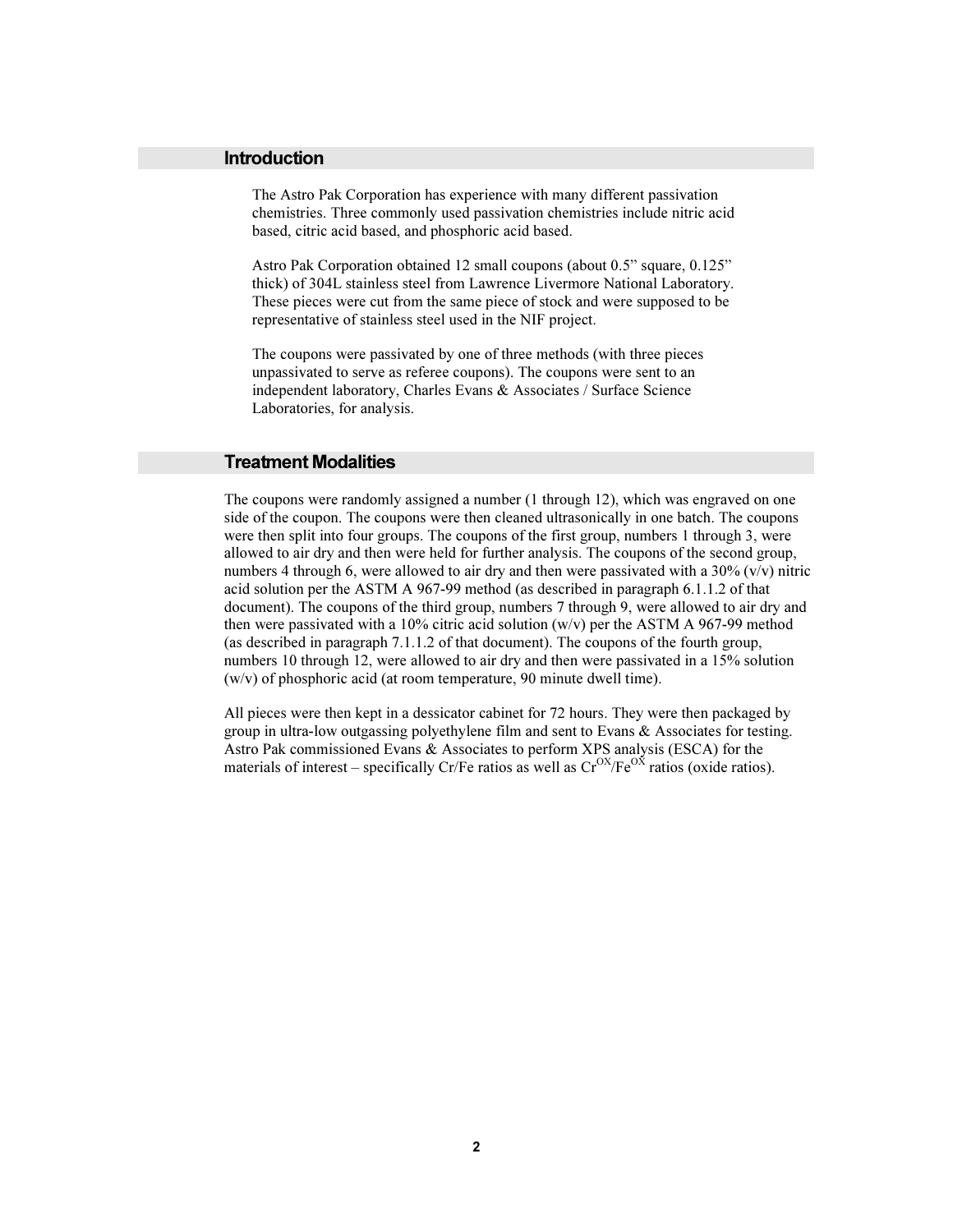## Introduction

The Astro Pak Corporation has experience with many different passivation chemistries. Three commonly used passivation chemistries include nitric acid based, citric acid based, and phosphoric acid based.

Astro Pak Corporation obtained 12 small coupons (about 0.5" square, 0.125" thick) of 304L stainless steel from Lawrence Livermore National Laboratory. These pieces were cut from the same piece of stock and were supposed to be representative of stainless steel used in the NIF project.

The coupons were passivated by one of three methods (with three pieces unpassivated to serve as referee coupons). The coupons were sent to an independent laboratory, Charles Evans & Associates / Surface Science Laboratories, for analysis.

## Treatment Modalities

The coupons were randomly assigned a number (1 through 12), which was engraved on one side of the coupon. The coupons were then cleaned ultrasonically in one batch. The coupons were then split into four groups. The coupons of the first group, numbers 1 through 3, were allowed to air dry and then were held for further analysis. The coupons of the second group, numbers 4 through 6, were allowed to air dry and then were passivated with a 30% (v/v) nitric acid solution per the ASTM A 967-99 method (as described in paragraph 6.1.1.2 of that document). The coupons of the third group, numbers 7 through 9, were allowed to air dry and then were passivated with a 10% citric acid solution (w/v) per the ASTM A 967-99 method (as described in paragraph 7.1.1.2 of that document). The coupons of the fourth group, numbers 10 through 12, were allowed to air dry and then were passivated in a 15% solution (w/v) of phosphoric acid (at room temperature, 90 minute dwell time).

All pieces were then kept in a dessicator cabinet for 72 hours. They were then packaged by group in ultra-low outgassing polyethylene film and sent to Evans & Associates for testing. Astro Pak commissioned Evans & Associates to perform XPS analysis (ESCA) for the materials of interest – specifically Cr/Fe ratios as well as $Cr^{OX}/Fe^{OX}$ ratios (oxide ratios).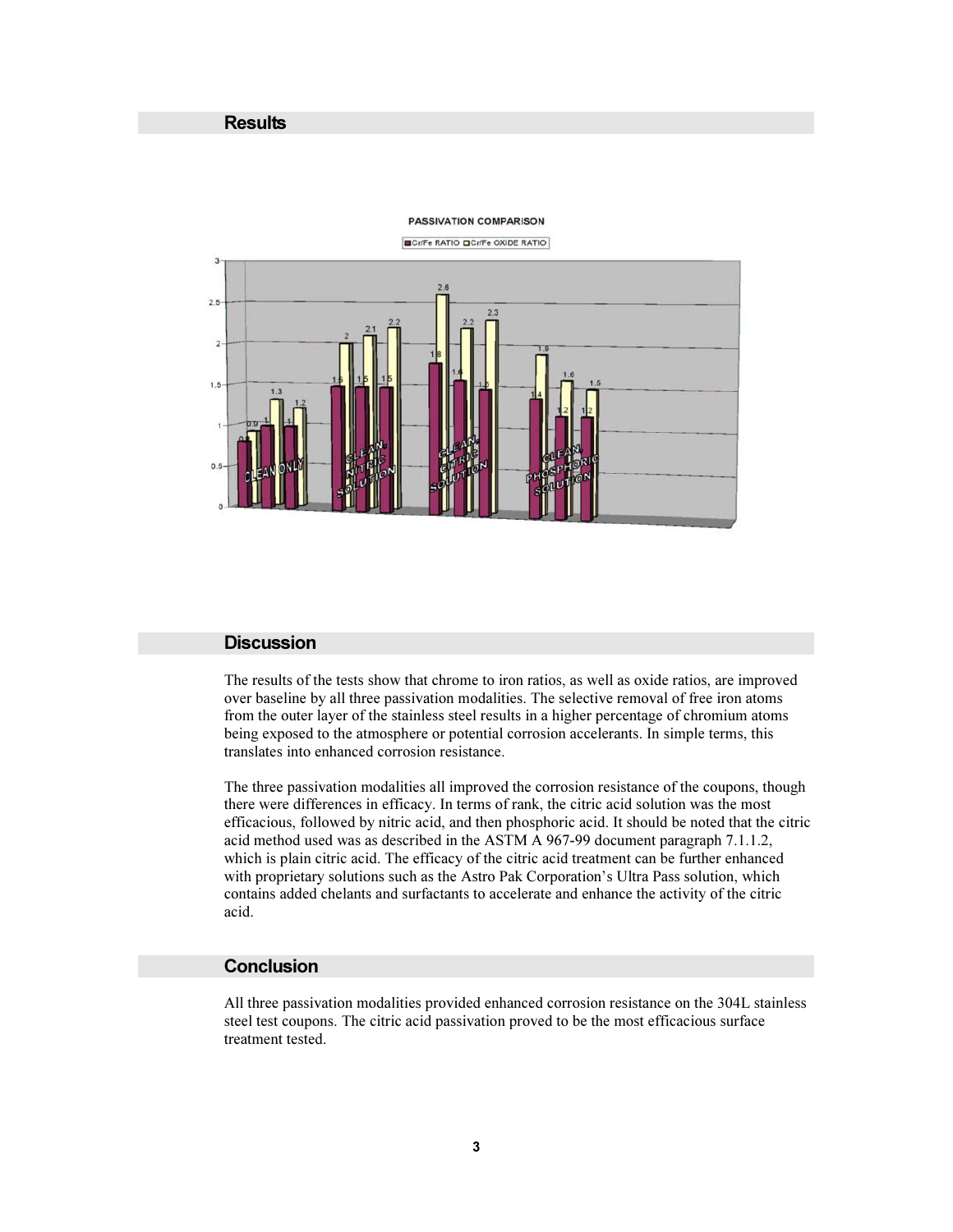## Results

PASSIVATION COMPARISON

Cr/Fe RATIO
Cr/Fe OXIDE RATIO

3
2.5
2
1.5
1
0.5
0

0.8
0.9
1
1.3
1
1.2

1.5
2
1.5
2.1
1.5
2.2

1.8
2.6
1.6
2.2
1.5
2.3

1.4
1.9
1.2
1.6
1.2
1.5

CLEAN ONLY

CLEAN, NITRIC SOLUTION

CLEAN, CITRIC SOLUTION

CLEAN, PHOSPHORIC SOLUTION

## Discussion

The results of the tests show that chrome to iron ratios, as well as oxide ratios, are improved over baseline by all three passivation modalities. The selective removal of free iron atoms from the outer layer of the stainless steel results in a higher percentage of chromium atoms being exposed to the atmosphere or potential corrosion accelerants. In simple terms, this translates into enhanced corrosion resistance.

The three passivation modalities all improved the corrosion resistance of the coupons, though there were differences in efficacy. In terms of rank, the citric acid solution was the most efficacious, followed by nitric acid, and then phosphoric acid. It should be noted that the citric acid method used was as described in the ASTM A 967-99 document paragraph 7.1.1.2, which is plain citric acid. The efficacy of the citric acid treatment can be further enhanced with proprietary solutions such as the Astro Pak Corporation's Ultra Pass solution, which contains added chelants and surfactants to accelerate and enhance the activity of the citric acid.

## Conclusion

All three passivation modalities provided enhanced corrosion resistance on the 304L stainless steel test coupons. The citric acid passivation proved to be the most efficacious surface treatment tested.